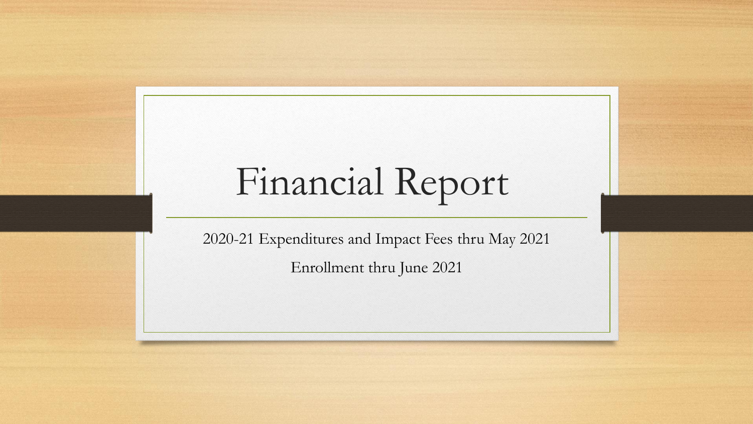# Financial Report

2020-21 Expenditures and Impact Fees thru May 2021

Enrollment thru June 2021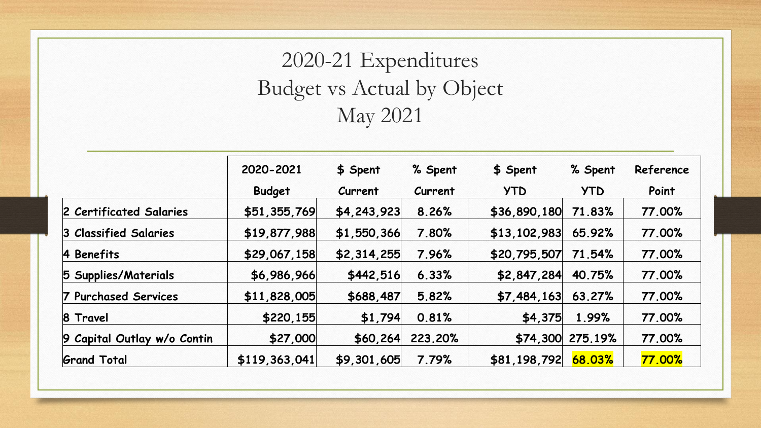# 2020-21 Expenditures
## Budget vs Actual by Object
## May 2021

| | 2020-2021 Budget | $ Spent Current | % Spent Current | $ Spent YTD | % Spent YTD | Reference Point |
|---|---|---|---|---|---|---|
| 2 Certificated Salaries | $51,355,769 | $4,243,923 | 8.26% | $36,890,180 | 71.83% | 77.00% |
| 3 Classified Salaries | $19,877,988 | $1,550,366 | 7.80% | $13,102,983 | 65.92% | 77.00% |
| 4 Benefits | $29,067,158 | $2,314,255 | 7.96% | $20,795,507 | 71.54% | 77.00% |
| 5 Supplies/Materials | $6,986,966 | $442,516 | 6.33% | $2,847,284 | 40.75% | 77.00% |
| 7 Purchased Services | $11,828,005 | $688,487 | 5.82% | $7,484,163 | 63.27% | 77.00% |
| 8 Travel | $220,155 | $1,794 | 0.81% | $4,375 | 1.99% | 77.00% |
| 9 Capital Outlay w/o Contin | $27,000 | $60,264 | 223.20% | $74,300 | 275.19% | 77.00% |
| Grand Total | $119,363,041 | $9,301,605 | 7.79% | $81,198,792 | 68.03% | 77.00% |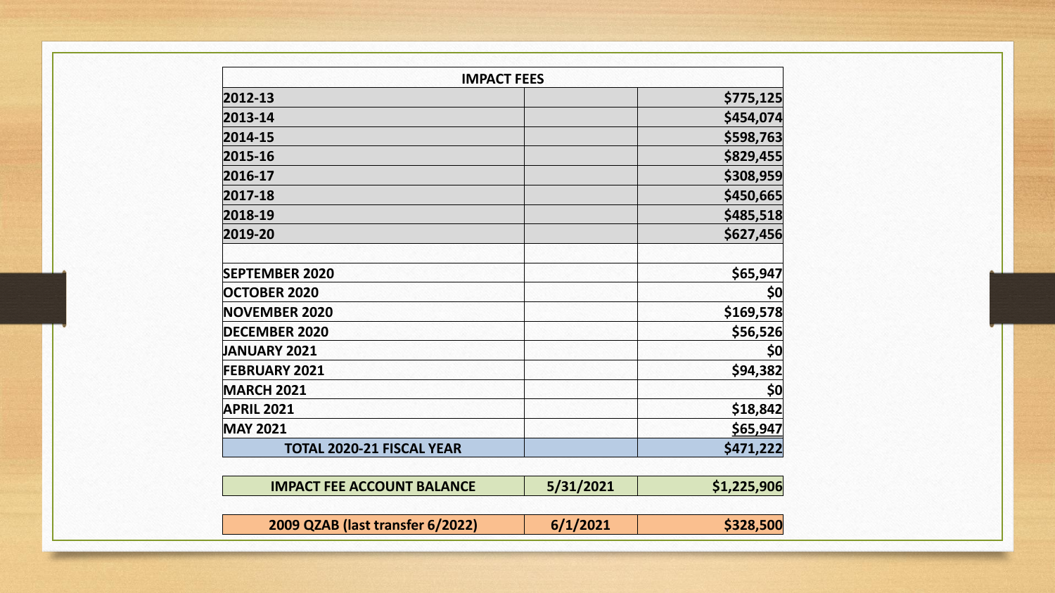| IMPACT FEES | | |
|---|---|---|
| 2012-13 | | $775,125 |
| 2013-14 | | $454,074 |
| 2014-15 | | $598,763 |
| 2015-16 | | $829,455 |
| 2016-17 | | $308,959 |
| 2017-18 | | $450,665 |
| 2018-19 | | $485,518 |
| 2019-20 | | $627,456 |
| | | |
| SEPTEMBER 2020 | | $65,947 |
| OCTOBER 2020 | | $0 |
| NOVEMBER 2020 | | $169,578 |
| DECEMBER 2020 | | $56,526 |
| JANUARY 2021 | | $0 |
| FEBRUARY 2021 | | $94,382 |
| MARCH 2021 | | $0 |
| APRIL 2021 | | $18,842 |
| MAY 2021 | | $65,947 |
| TOTAL 2020-21 FISCAL YEAR | | $471,222 |
| | | |
| IMPACT FEE ACCOUNT BALANCE | 5/31/2021 | $1,225,906 |
| | | |
| 2009 QZAB (last transfer 6/2022) | 6/1/2021 | $328,500 |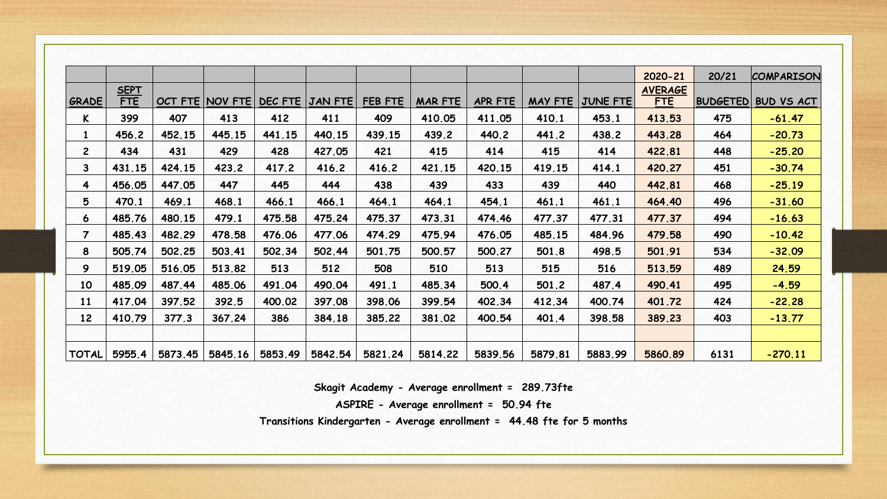| GRADE | SEPT FTE | OCT FTE | NOV FTE | DEC FTE | JAN FTE | FEB FTE | MAR FTE | APR FTE | MAY FTE | JUNE FTE | 2020-21 AVERAGE FTE | 20/21 BUDGETED | COMPARISON BUD VS ACT |
|---|---|---|---|---|---|---|---|---|---|---|---|---|---|
| K | 399 | 407 | 413 | 412 | 411 | 409 | 410.05 | 411.05 | 410.1 | 453.1 | 413.53 | 475 | -61.47 |
| 1 | 456.2 | 452.15 | 445.15 | 441.15 | 440.15 | 439.15 | 439.2 | 440.2 | 441.2 | 438.2 | 443.28 | 464 | -20.73 |
| 2 | 434 | 431 | 429 | 428 | 427.05 | 421 | 415 | 414 | 415 | 414 | 422.81 | 448 | -25.20 |
| 3 | 431.15 | 424.15 | 423.2 | 417.2 | 416.2 | 416.2 | 421.15 | 420.15 | 419.15 | 414.1 | 420.27 | 451 | -30.74 |
| 4 | 456.05 | 447.05 | 447 | 445 | 444 | 438 | 439 | 433 | 439 | 440 | 442.81 | 468 | -25.19 |
| 5 | 470.1 | 469.1 | 468.1 | 466.1 | 466.1 | 464.1 | 464.1 | 454.1 | 461.1 | 461.1 | 464.40 | 496 | -31.60 |
| 6 | 485.76 | 480.15 | 479.1 | 475.58 | 475.24 | 475.37 | 473.31 | 474.46 | 477.37 | 477.31 | 477.37 | 494 | -16.63 |
| 7 | 485.43 | 482.29 | 478.58 | 476.06 | 477.06 | 474.29 | 475.94 | 476.05 | 485.15 | 484.96 | 479.58 | 490 | -10.42 |
| 8 | 505.74 | 502.25 | 503.41 | 502.34 | 502.44 | 501.75 | 500.57 | 500.27 | 501.8 | 498.5 | 501.91 | 534 | -32.09 |
| 9 | 519.05 | 516.05 | 513.82 | 513 | 512 | 508 | 510 | 513 | 515 | 516 | 513.59 | 489 | 24.59 |
| 10 | 485.09 | 487.44 | 485.06 | 491.04 | 490.04 | 491.1 | 485.34 | 500.4 | 501.2 | 487.4 | 490.41 | 495 | -4.59 |
| 11 | 417.04 | 397.52 | 392.5 | 400.02 | 397.08 | 398.06 | 399.54 | 402.34 | 412.34 | 400.74 | 401.72 | 424 | -22.28 |
| 12 | 410.79 | 377.3 | 367.24 | 386 | 384.18 | 385.22 | 381.02 | 400.54 | 401.4 | 398.58 | 389.23 | 403 | -13.77 |
| | | | | | | | | | | | | | |
| TOTAL | 5955.4 | 5873.45 | 5845.16 | 5853.49 | 5842.54 | 5821.24 | 5814.22 | 5839.56 | 5879.81 | 5883.99 | 5860.89 | 6131 | -270.11 |

Skagit Academy - Average enrollment = 289.73fte

ASPIRE - Average enrollment = 50.94 fte

Transitions Kindergarten - Average enrollment = 44.48 fte for 5 months